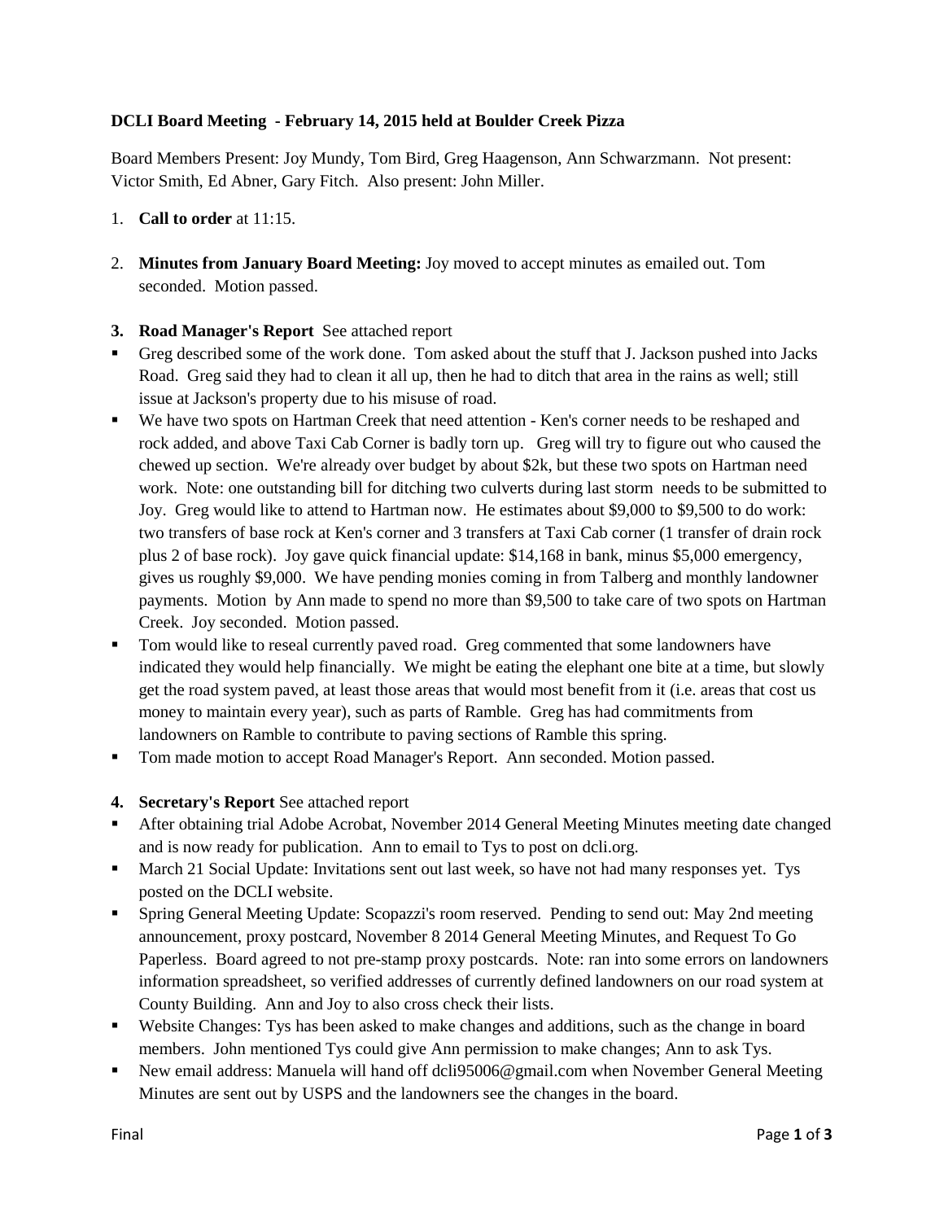**DCLI Board Meeting - February 14, 2015 held at Boulder Creek Pizza**

Board Members Present: Joy Mundy, Tom Bird, Greg Haagenson, Ann Schwarzmann. Not present: Victor Smith, Ed Abner, Gary Fitch. Also present: John Miller.

1. **Call to order** at 11:15.

2. **Minutes from January Board Meeting:** Joy moved to accept minutes as emailed out. Tom seconded. Motion passed.

3. **Road Manager's Report** See attached report

- Greg described some of the work done. Tom asked about the stuff that J. Jackson pushed into Jacks Road. Greg said they had to clean it all up, then he had to ditch that area in the rains as well; still issue at Jackson's property due to his misuse of road.
- We have two spots on Hartman Creek that need attention - Ken's corner needs to be reshaped and rock added, and above Taxi Cab Corner is badly torn up. Greg will try to figure out who caused the chewed up section. We're already over budget by about $2k, but these two spots on Hartman need work. Note: one outstanding bill for ditching two culverts during last storm needs to be submitted to Joy. Greg would like to attend to Hartman now. He estimates about $9,000 to $9,500 to do work: two transfers of base rock at Ken's corner and 3 transfers at Taxi Cab corner (1 transfer of drain rock plus 2 of base rock). Joy gave quick financial update: $14,168 in bank, minus $5,000 emergency, gives us roughly $9,000. We have pending monies coming in from Talberg and monthly landowner payments. Motion by Ann made to spend no more than $9,500 to take care of two spots on Hartman Creek. Joy seconded. Motion passed.
- Tom would like to reseal currently paved road. Greg commented that some landowners have indicated they would help financially. We might be eating the elephant one bite at a time, but slowly get the road system paved, at least those areas that would most benefit from it (i.e. areas that cost us money to maintain every year), such as parts of Ramble. Greg has had commitments from landowners on Ramble to contribute to paving sections of Ramble this spring.
- Tom made motion to accept Road Manager's Report. Ann seconded. Motion passed.

4. **Secretary's Report** See attached report

- After obtaining trial Adobe Acrobat, November 2014 General Meeting Minutes meeting date changed and is now ready for publication. Ann to email to Tys to post on dcli.org.
- March 21 Social Update: Invitations sent out last week, so have not had many responses yet. Tys posted on the DCLI website.
- Spring General Meeting Update: Scopazzi's room reserved. Pending to send out: May 2nd meeting announcement, proxy postcard, November 8 2014 General Meeting Minutes, and Request To Go Paperless. Board agreed to not pre-stamp proxy postcards. Note: ran into some errors on landowners information spreadsheet, so verified addresses of currently defined landowners on our road system at County Building. Ann and Joy to also cross check their lists.
- Website Changes: Tys has been asked to make changes and additions, such as the change in board members. John mentioned Tys could give Ann permission to make changes; Ann to ask Tys.
- New email address: Manuela will hand off dcli95006@gmail.com when November General Meeting Minutes are sent out by USPS and the landowners see the changes in the board.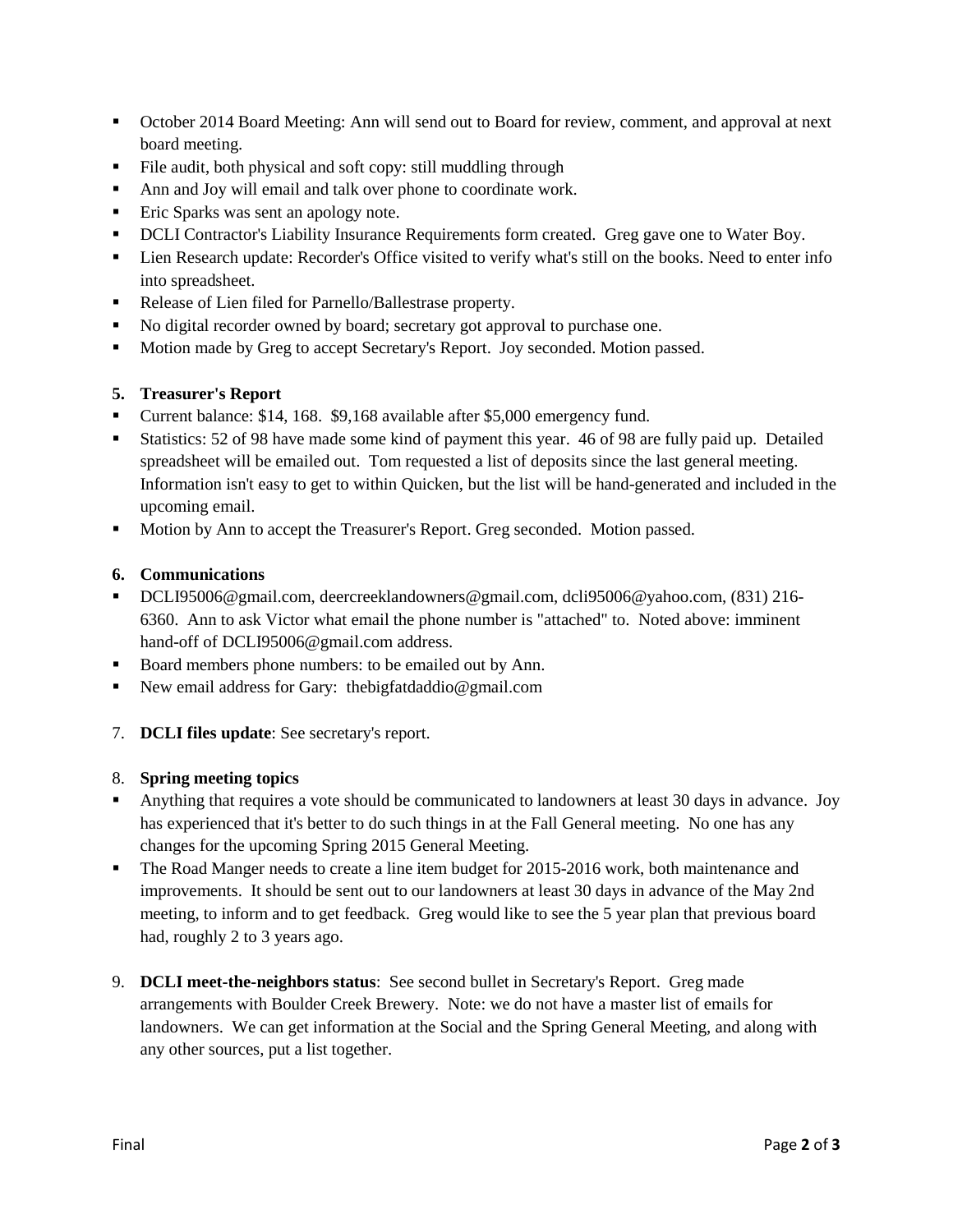- October 2014 Board Meeting: Ann will send out to Board for review, comment, and approval at next board meeting.
- File audit, both physical and soft copy: still muddling through
- Ann and Joy will email and talk over phone to coordinate work.
- Eric Sparks was sent an apology note.
- DCLI Contractor's Liability Insurance Requirements form created. Greg gave one to Water Boy.
- Lien Research update: Recorder's Office visited to verify what's still on the books. Need to enter info into spreadsheet.
- Release of Lien filed for Parnello/Ballestrase property.
- No digital recorder owned by board; secretary got approval to purchase one.
- Motion made by Greg to accept Secretary's Report. Joy seconded. Motion passed.

**5. Treasurer's Report**

- Current balance: $14, 168. $9,168 available after $5,000 emergency fund.
- Statistics: 52 of 98 have made some kind of payment this year. 46 of 98 are fully paid up. Detailed spreadsheet will be emailed out. Tom requested a list of deposits since the last general meeting. Information isn't easy to get to within Quicken, but the list will be hand-generated and included in the upcoming email.
- Motion by Ann to accept the Treasurer's Report. Greg seconded. Motion passed.

**6. Communications**

- DCLI95006@gmail.com, deercreeklandowners@gmail.com, dcli95006@yahoo.com, (831) 216-6360. Ann to ask Victor what email the phone number is "attached" to. Noted above: imminent hand-off of DCLI95006@gmail.com address.
- Board members phone numbers: to be emailed out by Ann.
- New email address for Gary: thebigfatdaddio@gmail.com

7. **DCLI files update**: See secretary's report.

8. **Spring meeting topics**

- Anything that requires a vote should be communicated to landowners at least 30 days in advance. Joy has experienced that it's better to do such things in at the Fall General meeting. No one has any changes for the upcoming Spring 2015 General Meeting.
- The Road Manger needs to create a line item budget for 2015-2016 work, both maintenance and improvements. It should be sent out to our landowners at least 30 days in advance of the May 2nd meeting, to inform and to get feedback. Greg would like to see the 5 year plan that previous board had, roughly 2 to 3 years ago.

9. **DCLI meet-the-neighbors status**: See second bullet in Secretary's Report. Greg made arrangements with Boulder Creek Brewery. Note: we do not have a master list of emails for landowners. We can get information at the Social and the Spring General Meeting, and along with any other sources, put a list together.

Final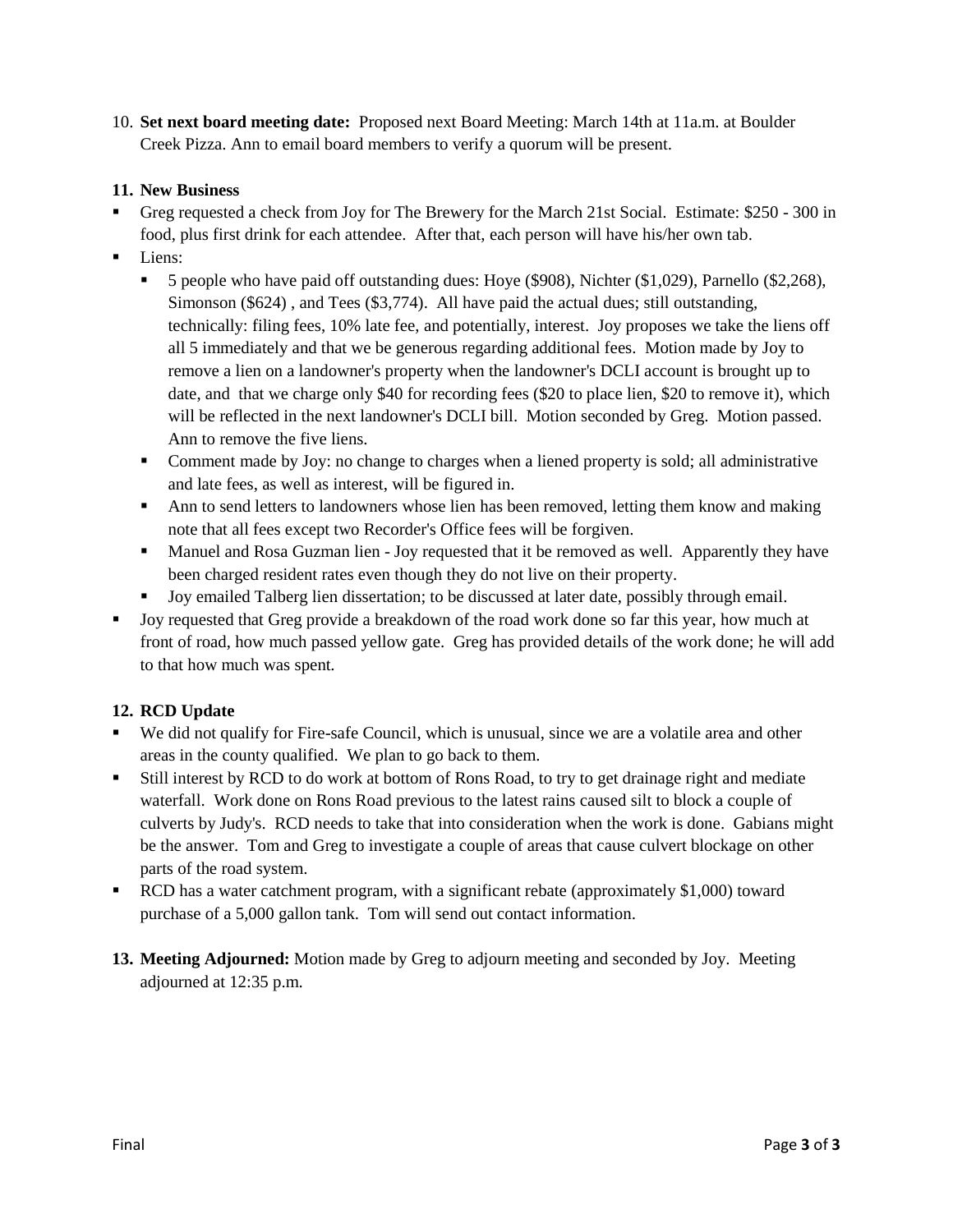10. **Set next board meeting date:** Proposed next Board Meeting: March 14th at 11a.m. at Boulder Creek Pizza. Ann to email board members to verify a quorum will be present.

**11. New Business**

- Greg requested a check from Joy for The Brewery for the March 21st Social. Estimate: $250 - 300 in food, plus first drink for each attendee. After that, each person will have his/her own tab.
- Liens:
  - 5 people who have paid off outstanding dues: Hoye ($908), Nichter ($1,029), Parnello ($2,268), Simonson ($624) , and Tees ($3,774). All have paid the actual dues; still outstanding, technically: filing fees, 10% late fee, and potentially, interest. Joy proposes we take the liens off all 5 immediately and that we be generous regarding additional fees. Motion made by Joy to remove a lien on a landowner's property when the landowner's DCLI account is brought up to date, and that we charge only $40 for recording fees ($20 to place lien, $20 to remove it), which will be reflected in the next landowner's DCLI bill. Motion seconded by Greg. Motion passed. Ann to remove the five liens.
  - Comment made by Joy: no change to charges when a liened property is sold; all administrative and late fees, as well as interest, will be figured in.
  - Ann to send letters to landowners whose lien has been removed, letting them know and making note that all fees except two Recorder's Office fees will be forgiven.
  - Manuel and Rosa Guzman lien - Joy requested that it be removed as well. Apparently they have been charged resident rates even though they do not live on their property.
  - Joy emailed Talberg lien dissertation; to be discussed at later date, possibly through email.
- Joy requested that Greg provide a breakdown of the road work done so far this year, how much at front of road, how much passed yellow gate. Greg has provided details of the work done; he will add to that how much was spent.

**12. RCD Update**

- We did not qualify for Fire-safe Council, which is unusual, since we are a volatile area and other areas in the county qualified. We plan to go back to them.
- Still interest by RCD to do work at bottom of Rons Road, to try to get drainage right and mediate waterfall. Work done on Rons Road previous to the latest rains caused silt to block a couple of culverts by Judy's. RCD needs to take that into consideration when the work is done. Gabians might be the answer. Tom and Greg to investigate a couple of areas that cause culvert blockage on other parts of the road system.
- RCD has a water catchment program, with a significant rebate (approximately $1,000) toward purchase of a 5,000 gallon tank. Tom will send out contact information.

13. **Meeting Adjourned:** Motion made by Greg to adjourn meeting and seconded by Joy. Meeting adjourned at 12:35 p.m.

Final